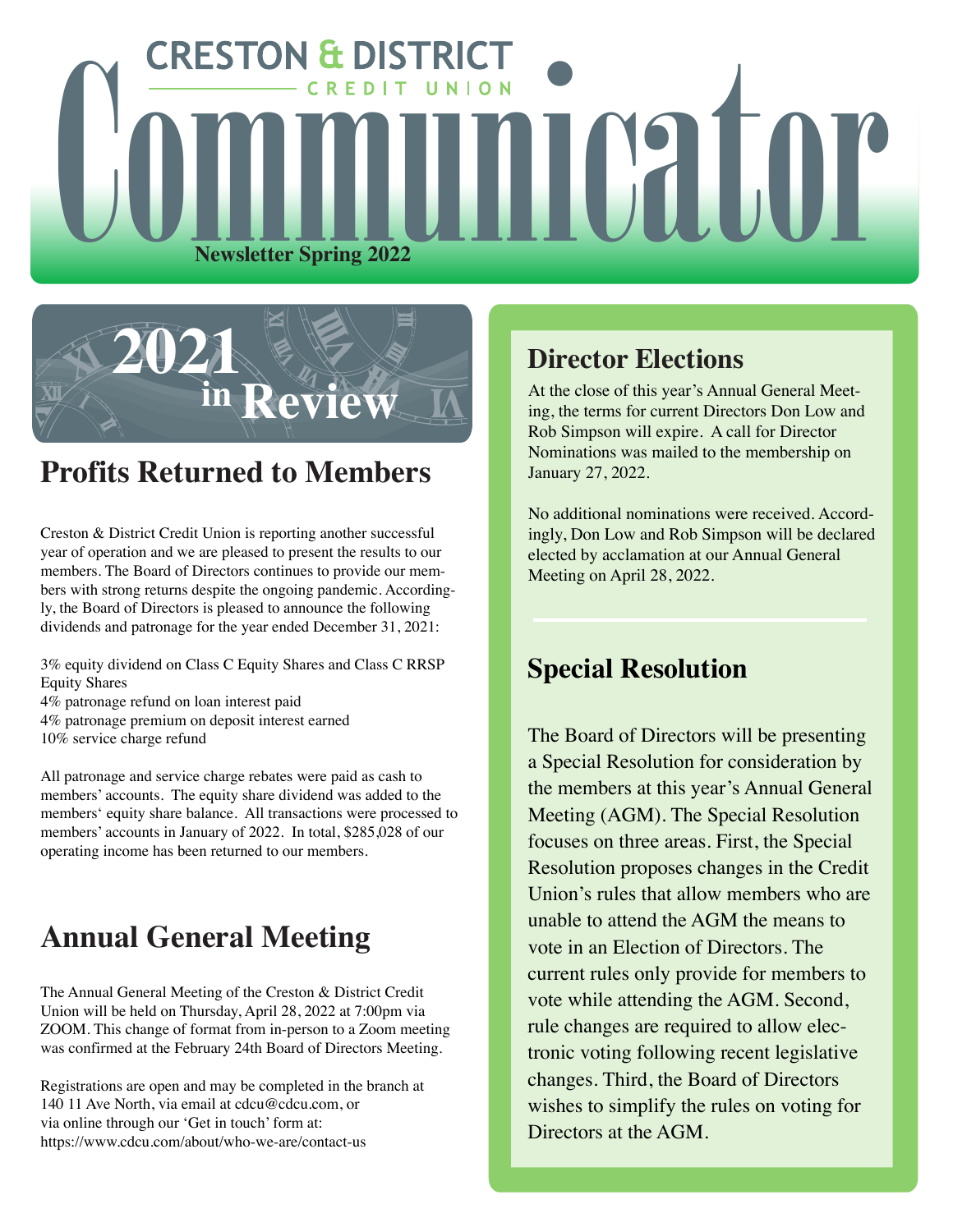# CRESTON & DISTRICT CREDIT UNION Communicator

**Newsletter Spring 2022**

## 2021 in Review

## Profits Returned to Members

Creston & District Credit Union is reporting another successful year of operation and we are pleased to present the results to our members. The Board of Directors continues to provide our members with strong returns despite the ongoing pandemic. Accordingly, the Board of Directors is pleased to announce the following dividends and patronage for the year ended December 31, 2021:

3% equity dividend on Class C Equity Shares and Class C RRSP Equity Shares
4% patronage refund on loan interest paid
4% patronage premium on deposit interest earned
10% service charge refund

All patronage and service charge rebates were paid as cash to members' accounts. The equity share dividend was added to the members' equity share balance. All transactions were processed to members' accounts in January of 2022. In total, $285,028 of our operating income has been returned to our members.

## Annual General Meeting

The Annual General Meeting of the Creston & District Credit Union will be held on Thursday, April 28, 2022 at 7:00pm via ZOOM. This change of format from in-person to a Zoom meeting was confirmed at the February 24th Board of Directors Meeting.

Registrations are open and may be completed in the branch at 140 11 Ave North, via email at cdcu@cdcu.com, or via online through our 'Get in touch' form at: https://www.cdcu.com/about/who-we-are/contact-us

## Director Elections

At the close of this year's Annual General Meeting, the terms for current Directors Don Low and Rob Simpson will expire. A call for Director Nominations was mailed to the membership on January 27, 2022.

No additional nominations were received. Accordingly, Don Low and Rob Simpson will be declared elected by acclamation at our Annual General Meeting on April 28, 2022.

## Special Resolution

The Board of Directors will be presenting a Special Resolution for consideration by the members at this year's Annual General Meeting (AGM). The Special Resolution focuses on three areas. First, the Special Resolution proposes changes in the Credit Union's rules that allow members who are unable to attend the AGM the means to vote in an Election of Directors. The current rules only provide for members to vote while attending the AGM. Second, rule changes are required to allow electronic voting following recent legislative changes. Third, the Board of Directors wishes to simplify the rules on voting for Directors at the AGM.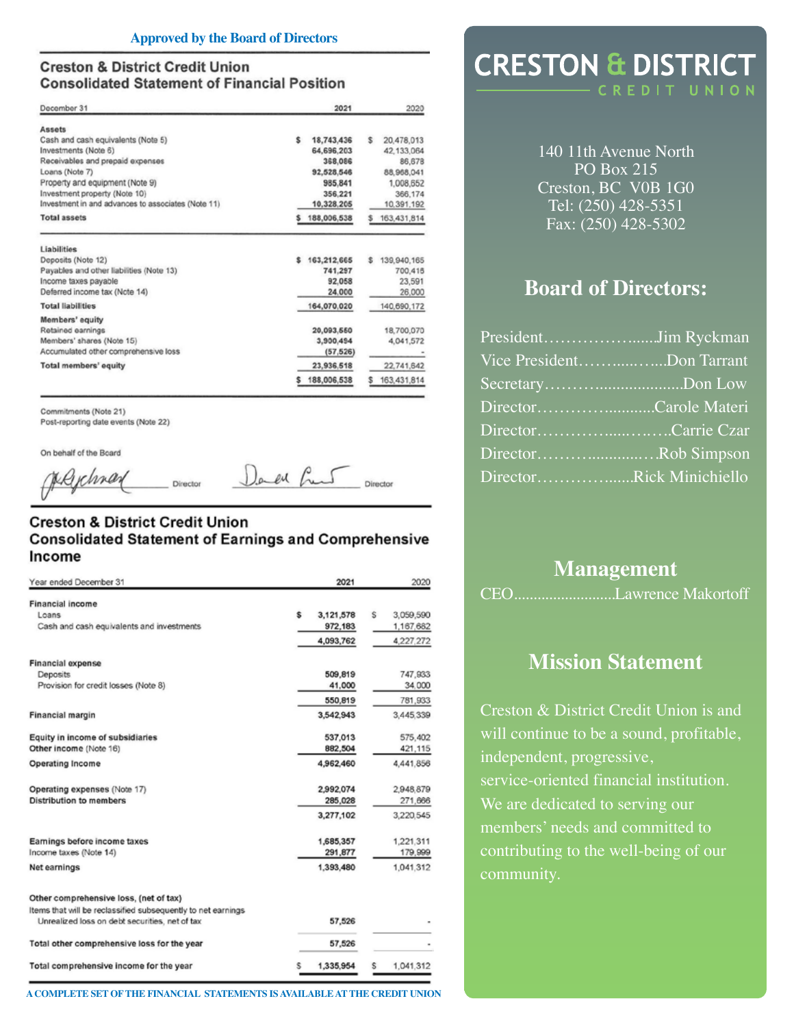**Approved by the Board of Directors**

## Creston & District Credit Union
## Consolidated Statement of Financial Position

| December 31 | 2021 | 2020 |
|---|---|---|
| **Assets** | | |
| Cash and cash equivalents (Note 5) | $ 18,743,436 | $ 20,478,013 |
| Investments (Note 6) | 64,696,203 | 42,133,064 |
| Receivables and prepaid expenses | 368,086 | 86,678 |
| Loans (Note 7) | 92,528,546 | 88,968,041 |
| Property and equipment (Note 9) | 985,841 | 1,008,552 |
| Investment property (Note 10) | 356,221 | 366,174 |
| Investment in and advances to associates (Note 11) | 10,328,205 | 10,391,192 |
| **Total assets** | $ 188,006,538 | $ 163,431,814 |
| **Liabilities** | | |
| Deposits (Note 12) | $ 163,212,665 | $ 139,940,165 |
| Payables and other liabilities (Note 13) | 741,297 | 700,416 |
| Income taxes payable | 92,058 | 23,591 |
| Deferred income tax (Note 14) | 24,000 | 26,000 |
| **Total liabilities** | 164,070,020 | 140,690,172 |
| **Members' equity** | | |
| Retained earnings | 20,093,550 | 18,700,070 |
| Members' shares (Note 15) | 3,900,494 | 4,041,572 |
| Accumulated other comprehensive loss | (57,526) | - |
| **Total members' equity** | 23,936,518 | 22,741,642 |
| | $ 188,006,538 | $ 163,431,814 |

Commitments (Note 21)
Post-reporting date events (Note 22)

On behalf of the Board

Director                Director

## Creston & District Credit Union
## Consolidated Statement of Earnings and Comprehensive Income

| Year ended December 31 | 2021 | 2020 |
|---|---|---|
| **Financial income** | | |
| Loans | $ 3,121,578 | $ 3,059,590 |
| Cash and cash equivalents and investments | 972,183 | 1,167,682 |
| | 4,093,762 | 4,227,272 |
| **Financial expense** | | |
| Deposits | 509,819 | 747,933 |
| Provision for credit losses (Note 8) | 41,000 | 34,000 |
| | 550,819 | 781,933 |
| **Financial margin** | 3,542,943 | 3,445,339 |
| **Equity in income of subsidiaries** | 537,013 | 575,402 |
| **Other income** (Note 16) | 882,504 | 421,115 |
| **Operating Income** | 4,962,460 | 4,441,856 |
| **Operating expenses** (Note 17) | 2,992,074 | 2,948,879 |
| **Distribution to members** | 285,028 | 271,666 |
| | 3,277,102 | 3,220,545 |
| **Earnings before income taxes** | 1,685,357 | 1,221,311 |
| Income taxes (Note 14) | 291,877 | 179,999 |
| **Net earnings** | 1,393,480 | 1,041,312 |
| **Other comprehensive loss, (net of tax)** | | |
| Items that will be reclassified subsequently to net earnings | | |
| Unrealized loss on debt securities, net of tax | 57,526 | - |
| **Total other comprehensive loss for the year** | 57,526 | - |
| **Total comprehensive income for the year** | $ 1,335,954 | $ 1,041,312 |

**A COMPLETE SET OF THE FINANCIAL STATEMENTS IS AVAILABLE AT THE CREDIT UNION**

# CRESTON & DISTRICT CREDIT UNION

140 11th Avenue North
PO Box 215
Creston, BC V0B 1G0
Tel: (250) 428-5351
Fax: (250) 428-5302

## Board of Directors:

President……………......Jim Ryckman
Vice President……......…....Don Tarrant
Secretary………....................Don Low
Director………….........Carole Materi
Director…………......…..….Carrie Czar
Director……….............….Rob Simpson
Director…………......Rick Minichiello

## Management

CEO.........................Lawrence Makortoff

## Mission Statement

Creston & District Credit Union is and will continue to be a sound, profitable, independent, progressive, service-oriented financial institution. We are dedicated to serving our members' needs and committed to contributing to the well-being of our community.